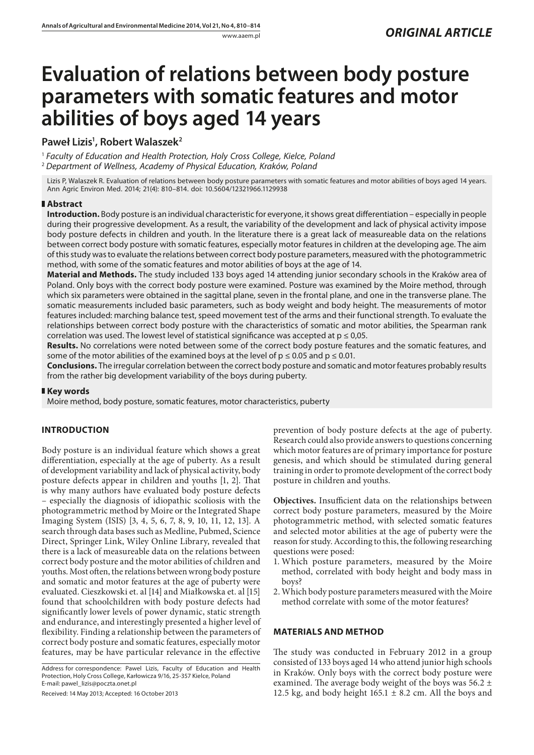*ORIGINAL ARTICLE*

# Evaluation of relations between body posture parameters with somatic features and motor abilities of boys aged 14 years

**Paweł Lizis[1], Robert Walaszek[2]**

[1] *Faculty of Education and Health Protection, Holy Cross College, Kielce, Poland*
[2] *Department of Wellness, Academy of Physical Education, Kraków, Poland*

Lizis P, Walaszek R. Evaluation of relations between body posture parameters with somatic features and motor abilities of boys aged 14 years. Ann Agric Environ Med. 2014; 21(4): 810–814. doi: 10.5604/12321966.1129938

## Abstract

**Introduction.** Body posture is an individual characteristic for everyone, it shows great differentiation – especially in people during their progressive development. As a result, the variability of the development and lack of physical activity impose body posture defects in children and youth. In the literature there is a great lack of measureable data on the relations between correct body posture with somatic features, especially motor features in children at the developing age. The aim of this study was to evaluate the relations between correct body posture parameters, measured with the photogrammetric method, with some of the somatic features and motor abilities of boys at the age of 14.

**Material and Methods.** The study included 133 boys aged 14 attending junior secondary schools in the Kraków area of Poland. Only boys with the correct body posture were examined. Posture was examined by the Moire method, through which six parameters were obtained in the sagittal plane, seven in the frontal plane, and one in the transverse plane. The somatic measurements included basic parameters, such as body weight and body height. The measurements of motor features included: marching balance test, speed movement test of the arms and their functional strength. To evaluate the relationships between correct body posture with the characteristics of somatic and motor abilities, the Spearman rank correlation was used. The lowest level of statistical significance was accepted at $p \leq 0{,}05$.

**Results.** No correlations were noted between some of the correct body posture features and the somatic features, and some of the motor abilities of the examined boys at the level of $p \leq 0.05$ and $p \leq 0.01$.

**Conclusions.** The irregular correlation between the correct body posture and somatic and motor features probably results from the rather big development variability of the boys during puberty.

## Key words

Moire method, body posture, somatic features, motor characteristics, puberty

## INTRODUCTION

Body posture is an individual feature which shows a great differentiation, especially at the age of puberty. As a result of development variability and lack of physical activity, body posture defects appear in children and youths [1, 2]. That is why many authors have evaluated body posture defects – especially the diagnosis of idiopathic scoliosis with the photogrammetric method by Moire or the Integrated Shape Imaging System (ISIS) [3, 4, 5, 6, 7, 8, 9, 10, 11, 12, 13]. A search through data bases such as Medline, Pubmed, Science Direct, Springer Link, Wiley Online Library, revealed that there is a lack of measureable data on the relations between correct body posture and the motor abilities of children and youths. Most often, the relations between wrong body posture and somatic and motor features at the age of puberty were evaluated. Cieszkowski et. al [14] and Miałkowska et. al [15] found that schoolchildren with body posture defects had significantly lower levels of power dynamic, static strength and endurance, and interestingly presented a higher level of flexibility. Finding a relationship between the parameters of correct body posture and somatic features, especially motor features, may be have particular relevance in the effective prevention of body posture defects at the age of puberty. Research could also provide answers to questions concerning which motor features are of primary importance for posture genesis, and which should be stimulated during general training in order to promote development of the correct body posture in children and youths.

**Objectives.** Insufficient data on the relationships between correct body posture parameters, measured by the Moire photogrammetric method, with selected somatic features and selected motor abilities at the age of puberty were the reason for study. According to this, the following researching questions were posed:

1. Which posture parameters, measured by the Moire method, correlated with body height and body mass in boys?
2. Which body posture parameters measured with the Moire method correlate with some of the motor features?

## MATERIALS AND METHOD

The study was conducted in February 2012 in a group consisted of 133 boys aged 14 who attend junior high schools in Kraków. Only boys with the correct body posture were examined. The average body weight of the boys was 56.2 ± 12.5 kg, and body height 165.1 ± 8.2 cm. All the boys and

Address for correspondence: Pawel Lizis, Faculty of Education and Health Protection, Holy Cross College, Karłowicza 9/16, 25-357 Kielce, Poland
E-mail: pawel_lizis@poczta.onet.pl

Received: 14 May 2013; Accepted: 16 October 2013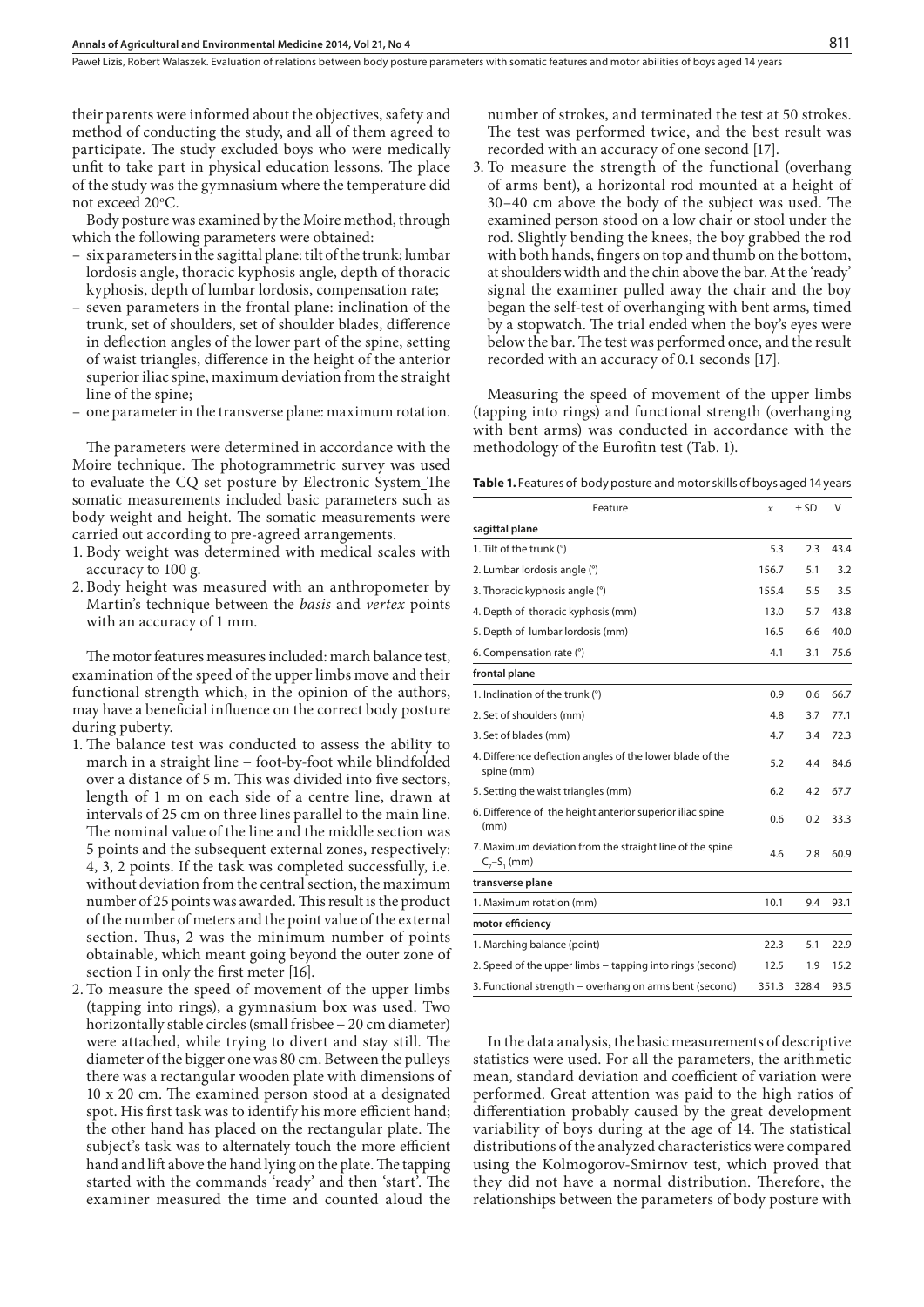their parents were informed about the objectives, safety and method of conducting the study, and all of them agreed to participate. The study excluded boys who were medically unfit to take part in physical education lessons. The place of the study was the gymnasium where the temperature did not exceed 20°C.

Body posture was examined by the Moire method, through which the following parameters were obtained:

- six parameters in the sagittal plane: tilt of the trunk; lumbar lordosis angle, thoracic kyphosis angle, depth of thoracic kyphosis, depth of lumbar lordosis, compensation rate;
- seven parameters in the frontal plane: inclination of the trunk, set of shoulders, set of shoulder blades, difference in deflection angles of the lower part of the spine, setting of waist triangles, difference in the height of the anterior superior iliac spine, maximum deviation from the straight line of the spine;
- one parameter in the transverse plane: maximum rotation.

The parameters were determined in accordance with the Moire technique. The photogrammetric survey was used to evaluate the CQ set posture by Electronic System_The somatic measurements included basic parameters such as body weight and height. The somatic measurements were carried out according to pre-agreed arrangements.

1. Body weight was determined with medical scales with accuracy to 100 g.
2. Body height was measured with an anthropometer by Martin's technique between the *basis* and *vertex* points with an accuracy of 1 mm.

The motor features measures included: march balance test, examination of the speed of the upper limbs move and their functional strength which, in the opinion of the authors, may have a beneficial influence on the correct body posture during puberty.

1. The balance test was conducted to assess the ability to march in a straight line – foot-by-foot while blindfolded over a distance of 5 m. This was divided into five sectors, length of 1 m on each side of a centre line, drawn at intervals of 25 cm on three lines parallel to the main line. The nominal value of the line and the middle section was 5 points and the subsequent external zones, respectively: 4, 3, 2 points. If the task was completed successfully, i.e. without deviation from the central section, the maximum number of 25 points was awarded. This result is the product of the number of meters and the point value of the external section. Thus, 2 was the minimum number of points obtainable, which meant going beyond the outer zone of section I in only the first meter [16].
2. To measure the speed of movement of the upper limbs (tapping into rings), a gymnasium box was used. Two horizontally stable circles (small frisbee – 20 cm diameter) were attached, while trying to divert and stay still. The diameter of the bigger one was 80 cm. Between the pulleys there was a rectangular wooden plate with dimensions of 10 x 20 cm. The examined person stood at a designated spot. His first task was to identify his more efficient hand; the other hand has placed on the rectangular plate. The subject's task was to alternately touch the more efficient hand and lift above the hand lying on the plate. The tapping started with the commands 'ready' and then 'start'. The examiner measured the time and counted aloud the number of strokes, and terminated the test at 50 strokes. The test was performed twice, and the best result was recorded with an accuracy of one second [17].
3. To measure the strength of the functional (overhang of arms bent), a horizontal rod mounted at a height of 30–40 cm above the body of the subject was used. The examined person stood on a low chair or stool under the rod. Slightly bending the knees, the boy grabbed the rod with both hands, fingers on top and thumb on the bottom, at shoulders width and the chin above the bar. At the 'ready' signal the examiner pulled away the chair and the boy began the self-test of overhanging with bent arms, timed by a stopwatch. The trial ended when the boy's eyes were below the bar. The test was performed once, and the result recorded with an accuracy of 0.1 seconds [17].

Measuring the speed of movement of the upper limbs (tapping into rings) and functional strength (overhanging with bent arms) was conducted in accordance with the methodology of the Eurofitn test (Tab. 1).

**Table 1.** Features of body posture and motor skills of boys aged 14 years

| Feature | $\overline{x}$ | ± SD | V |
|---|---|---|---|
| **sagittal plane** | | | |
| 1. Tilt of the trunk (°) | 5.3 | 2.3 | 43.4 |
| 2. Lumbar lordosis angle (°) | 156.7 | 5.1 | 3.2 |
| 3. Thoracic kyphosis angle (°) | 155.4 | 5.5 | 3.5 |
| 4. Depth of thoracic kyphosis (mm) | 13.0 | 5.7 | 43.8 |
| 5. Depth of lumbar lordosis (mm) | 16.5 | 6.6 | 40.0 |
| 6. Compensation rate (°) | 4.1 | 3.1 | 75.6 |
| **frontal plane** | | | |
| 1. Inclination of the trunk (°) | 0.9 | 0.6 | 66.7 |
| 2. Set of shoulders (mm) | 4.8 | 3.7 | 77.1 |
| 3. Set of blades (mm) | 4.7 | 3.4 | 72.3 |
| 4. Difference deflection angles of the lower blade of the spine (mm) | 5.2 | 4.4 | 84.6 |
| 5. Setting the waist triangles (mm) | 6.2 | 4.2 | 67.7 |
| 6. Difference of the height anterior superior iliac spine (mm) | 0.6 | 0.2 | 33.3 |
| 7. Maximum deviation from the straight line of the spine $C_7$–$S_1$ (mm) | 4.6 | 2.8 | 60.9 |
| **transverse plane** | | | |
| 1. Maximum rotation (mm) | 10.1 | 9.4 | 93.1 |
| **motor efficiency** | | | |
| 1. Marching balance (point) | 22.3 | 5.1 | 22.9 |
| 2. Speed of the upper limbs – tapping into rings (second) | 12.5 | 1.9 | 15.2 |
| 3. Functional strength – overhang on arms bent (second) | 351.3 | 328.4 | 93.5 |

In the data analysis, the basic measurements of descriptive statistics were used. For all the parameters, the arithmetic mean, standard deviation and coefficient of variation were performed. Great attention was paid to the high ratios of differentiation probably caused by the great development variability of boys during at the age of 14. The statistical distributions of the analyzed characteristics were compared using the Kolmogorov-Smirnov test, which proved that they did not have a normal distribution. Therefore, the relationships between the parameters of body posture with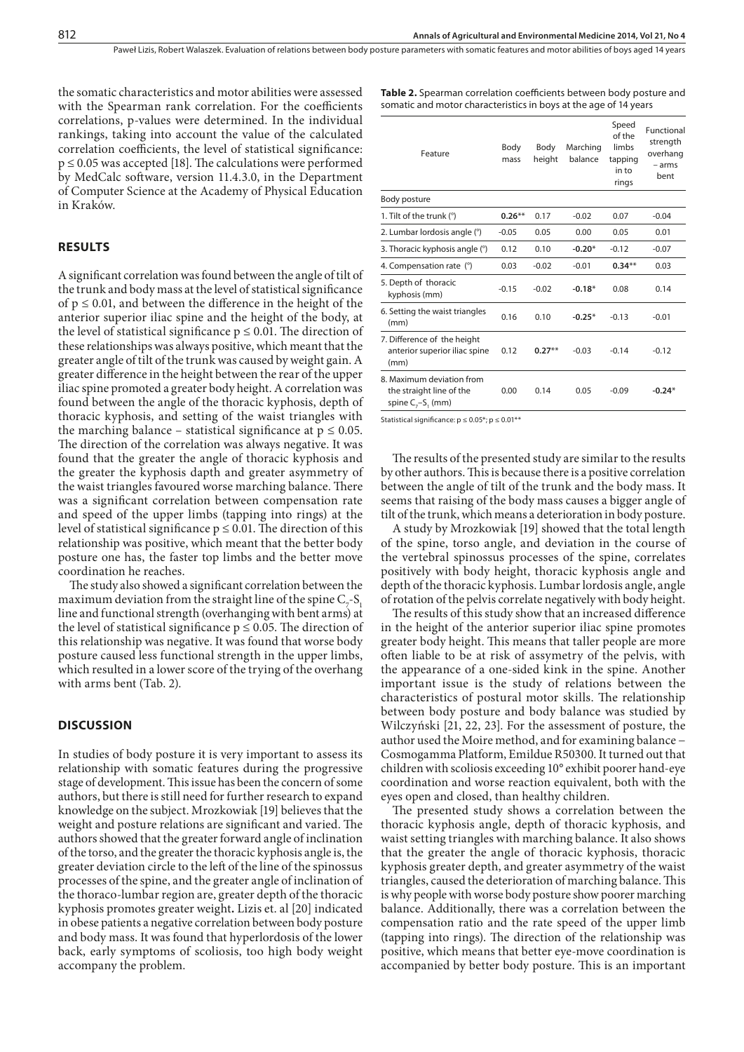the somatic characteristics and motor abilities were assessed with the Spearman rank correlation. For the coefficients correlations, p-values were determined. In the individual rankings, taking into account the value of the calculated correlation coefficients, the level of statistical significance: $p \leq 0.05$ was accepted [18]. The calculations were performed by MedCalc software, version 11.4.3.0, in the Department of Computer Science at the Academy of Physical Education in Kraków.

## RESULTS

A significant correlation was found between the angle of tilt of the trunk and body mass at the level of statistical significance of $p \leq 0.01$, and between the difference in the height of the anterior superior iliac spine and the height of the body, at the level of statistical significance $p \leq 0.01$. The direction of these relationships was always positive, which meant that the greater angle of tilt of the trunk was caused by weight gain. A greater difference in the height between the rear of the upper iliac spine promoted a greater body height. A correlation was found between the angle of the thoracic kyphosis, depth of thoracic kyphosis, and setting of the waist triangles with the marching balance – statistical significance at $p \leq 0.05$. The direction of the correlation was always negative. It was found that the greater the angle of thoracic kyphosis and the greater the kyphosis dapth and greater asymmetry of the waist triangles favoured worse marching balance. There was a significant correlation between compensation rate and speed of the upper limbs (tapping into rings) at the level of statistical significance $p \leq 0.01$. The direction of this relationship was positive, which meant that the better body posture one has, the faster top limbs and the better move coordination he reaches.

The study also showed a significant correlation between the maximum deviation from the straight line of the spine $C_7$-$S_1$ line and functional strength (overhanging with bent arms) at the level of statistical significance $p \leq 0.05$. The direction of this relationship was negative. It was found that worse body posture caused less functional strength in the upper limbs, which resulted in a lower score of the trying of the overhang with arms bent (Tab. 2).

**Table 2.** Spearman correlation coefficients between body posture and somatic and motor characteristics in boys at the age of 14 years

| Feature | Body mass | Body height | Marching balance | Speed of the limbs tapping in to rings | Functional strength overhang – arms bent |
|---|---|---|---|---|---|
| Body posture | | | | | |
| 1. Tilt of the trunk (°) | **0.26**\*\* | 0.17 | -0.02 | 0.07 | -0.04 |
| 2. Lumbar lordosis angle (°) | -0.05 | 0.05 | 0.00 | 0.05 | 0.01 |
| 3. Thoracic kyphosis angle (°) | 0.12 | 0.10 | **-0.20**\* | -0.12 | -0.07 |
| 4. Compensation rate (°) | 0.03 | -0.02 | -0.01 | **0.34**\*\* | 0.03 |
| 5. Depth of thoracic kyphosis (mm) | -0.15 | -0.02 | **-0.18**\* | 0.08 | 0.14 |
| 6. Setting the waist triangles (mm) | 0.16 | 0.10 | **-0.25**\* | -0.13 | -0.01 |
| 7. Difference of the height anterior superior iliac spine (mm) | 0.12 | **0.27**\*\* | -0.03 | -0.14 | -0.12 |
| 8. Maximum deviation from the straight line of the spine $C_7$–$S_1$ (mm) | 0.00 | 0.14 | 0.05 | -0.09 | **-0.24**\* |

Statistical significance: $p \leq 0.05$\*; $p \leq 0.01$\*\*

## DISCUSSION

In studies of body posture it is very important to assess its relationship with somatic features during the progressive stage of development. This issue has been the concern of some authors, but there is still need for further research to expand knowledge on the subject. Mrozkowiak [19] believes that the weight and posture relations are significant and varied. The authors showed that the greater forward angle of inclination of the torso, and the greater the thoracic kyphosis angle is, the greater deviation circle to the left of the line of the spinossus processes of the spine, and the greater angle of inclination of the thoraco-lumbar region are, greater depth of the thoracic kyphosis promotes greater weight**.** Lizis et. al [20] indicated in obese patients a negative correlation between body posture and body mass. It was found that hyperlordosis of the lower back, early symptoms of scoliosis, too high body weight accompany the problem.

The results of the presented study are similar to the results by other authors. This is because there is a positive correlation between the angle of tilt of the trunk and the body mass. It seems that raising of the body mass causes a bigger angle of tilt of the trunk, which means a deterioration in body posture.

A study by Mrozkowiak [19] showed that the total length of the spine, torso angle, and deviation in the course of the vertebral spinossus processes of the spine, correlates positively with body height, thoracic kyphosis angle and depth of the thoracic kyphosis. Lumbar lordosis angle, angle of rotation of the pelvis correlate negatively with body height.

The results of this study show that an increased difference in the height of the anterior superior iliac spine promotes greater body height. This means that taller people are more often liable to be at risk of assymetry of the pelvis, with the appearance of a one-sided kink in the spine. Another important issue is the study of relations between the characteristics of postural motor skills. The relationship between body posture and body balance was studied by Wilczyński [21, 22, 23]. For the assessment of posture, the author used the Moire method, and for examining balance – Cosmogamma Platform, Emildue R50300. It turned out that children with scoliosis exceeding 10° exhibit poorer hand-eye coordination and worse reaction equivalent, both with the eyes open and closed, than healthy children.

The presented study shows a correlation between the thoracic kyphosis angle, depth of thoracic kyphosis, and waist setting triangles with marching balance. It also shows that the greater the angle of thoracic kyphosis, thoracic kyphosis greater depth, and greater asymmetry of the waist triangles, caused the deterioration of marching balance. This is why people with worse body posture show poorer marching balance. Additionally, there was a correlation between the compensation ratio and the rate speed of the upper limb (tapping into rings). The direction of the relationship was positive, which means that better eye-move coordination is accompanied by better body posture. This is an important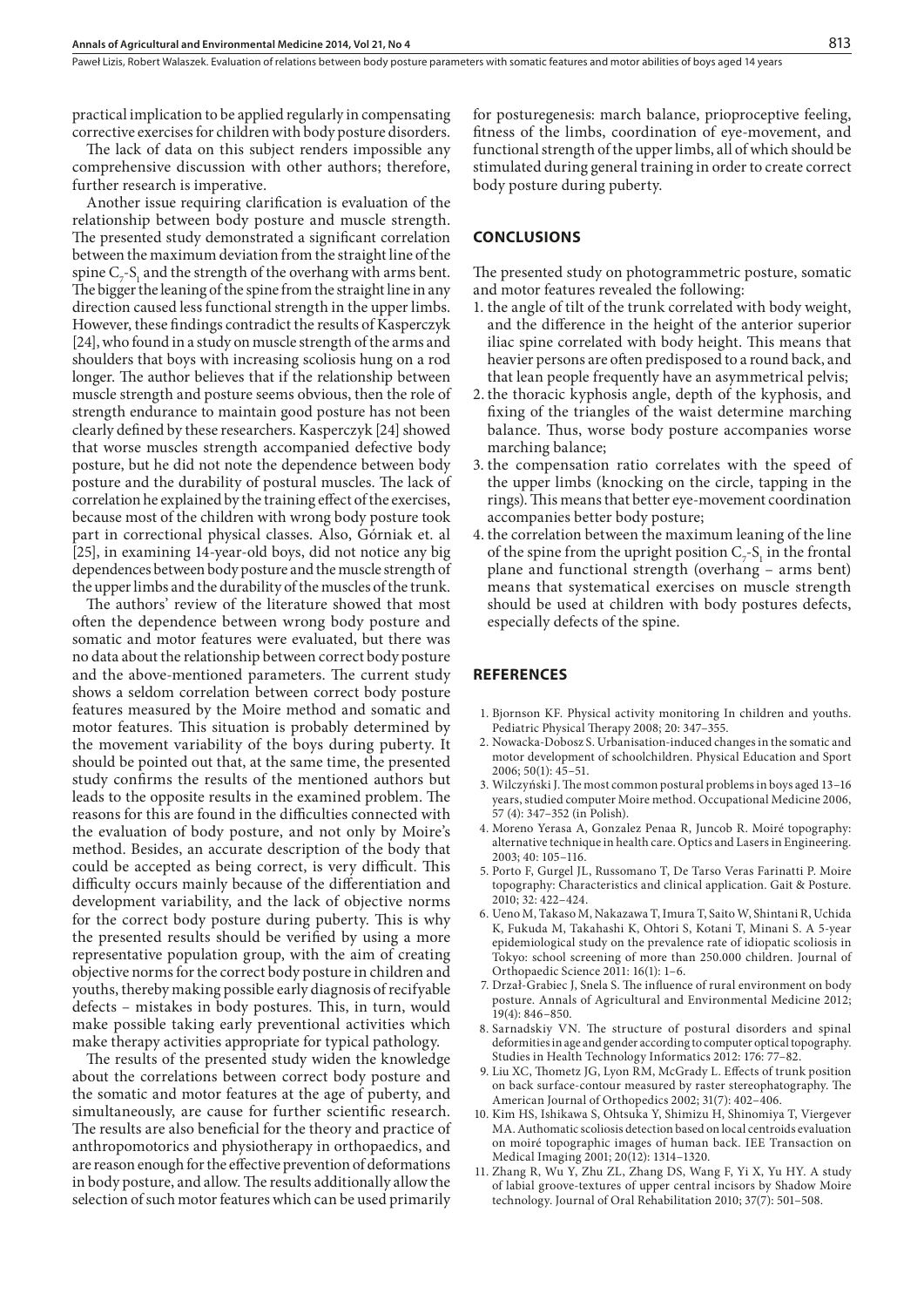practical implication to be applied regularly in compensating corrective exercises for children with body posture disorders.

The lack of data on this subject renders impossible any comprehensive discussion with other authors; therefore, further research is imperative.

Another issue requiring clarification is evaluation of the relationship between body posture and muscle strength. The presented study demonstrated a significant correlation between the maximum deviation from the straight line of the spine $C_7$-$S_1$ and the strength of the overhang with arms bent. The bigger the leaning of the spine from the straight line in any direction caused less functional strength in the upper limbs. However, these findings contradict the results of Kasperczyk [24], who found in a study on muscle strength of the arms and shoulders that boys with increasing scoliosis hung on a rod longer. The author believes that if the relationship between muscle strength and posture seems obvious, then the role of strength endurance to maintain good posture has not been clearly defined by these researchers. Kasperczyk [24] showed that worse muscles strength accompanied defective body posture, but he did not note the dependence between body posture and the durability of postural muscles. The lack of correlation he explained by the training effect of the exercises, because most of the children with wrong body posture took part in correctional physical classes. Also, Górniak et. al [25], in examining 14-year-old boys, did not notice any big dependences between body posture and the muscle strength of the upper limbs and the durability of the muscles of the trunk.

The authors' review of the literature showed that most often the dependence between wrong body posture and somatic and motor features were evaluated, but there was no data about the relationship between correct body posture and the above-mentioned parameters. The current study shows a seldom correlation between correct body posture features measured by the Moire method and somatic and motor features. This situation is probably determined by the movement variability of the boys during puberty. It should be pointed out that, at the same time, the presented study confirms the results of the mentioned authors but leads to the opposite results in the examined problem. The reasons for this are found in the difficulties connected with the evaluation of body posture, and not only by Moire's method. Besides, an accurate description of the body that could be accepted as being correct, is very difficult. This difficulty occurs mainly because of the differentiation and development variability, and the lack of objective norms for the correct body posture during puberty. This is why the presented results should be verified by using a more representative population group, with the aim of creating objective norms for the correct body posture in children and youths, thereby making possible early diagnosis of recifyable defects – mistakes in body postures. This, in turn, would make possible taking early preventional activities which make therapy activities appropriate for typical pathology.

The results of the presented study widen the knowledge about the correlations between correct body posture and the somatic and motor features at the age of puberty, and simultaneously, are cause for further scientific research. The results are also beneficial for the theory and practice of anthropomotorics and physiotherapy in orthopaedics, and are reason enough for the effective prevention of deformations in body posture, and allow. The results additionally allow the selection of such motor features which can be used primarily for posturegenesis: march balance, prioproceptive feeling, fitness of the limbs, coordination of eye-movement, and functional strength of the upper limbs, all of which should be stimulated during general training in order to create correct body posture during puberty.

## CONCLUSIONS

The presented study on photogrammetric posture, somatic and motor features revealed the following:

1. the angle of tilt of the trunk correlated with body weight, and the difference in the height of the anterior superior iliac spine correlated with body height. This means that heavier persons are often predisposed to a round back, and that lean people frequently have an asymmetrical pelvis;
2. the thoracic kyphosis angle, depth of the kyphosis, and fixing of the triangles of the waist determine marching balance. Thus, worse body posture accompanies worse marching balance;
3. the compensation ratio correlates with the speed of the upper limbs (knocking on the circle, tapping in the rings). This means that better eye-movement coordination accompanies better body posture;
4. the correlation between the maximum leaning of the line of the spine from the upright position $C_7$-$S_1$ in the frontal plane and functional strength (overhang – arms bent) means that systematical exercises on muscle strength should be used at children with body postures defects, especially defects of the spine.

## REFERENCES

1. Bjornson KF. Physical activity monitoring In children and youths. Pediatric Physical Therapy 2008; 20: 347–355.
2. Nowacka-Dobosz S. Urbanisation-induced changes in the somatic and motor development of schoolchildren. Physical Education and Sport 2006; 50(1): 45–51.
3. Wilczyński J. The most common postural problems in boys aged 13–16 years, studied computer Moire method. Occupational Medicine 2006, 57 (4): 347–352 (in Polish).
4. Moreno Yerasa A, Gonzalez Penaa R, Juncob R. Moiré topography: alternative technique in health care. Optics and Lasers in Engineering. 2003; 40: 105–116.
5. Porto F, Gurgel JL, Russomano T, De Tarso Veras Farinatti P. Moire topography: Characteristics and clinical application. Gait & Posture. 2010; 32: 422–424.
6. Ueno M, Takaso M, Nakazawa T, Imura T, Saito W, Shintani R, Uchida K, Fukuda M, Takahashi K, Ohtori S, Kotani T, Minani S. A 5-year epidemiological study on the prevalence rate of idiopatic scoliosis in Tokyo: school screening of more than 250.000 children. Journal of Orthopaedic Science 2011: 16(1): 1–6.
7. Drzał-Grabiec J, Snela S. The influence of rural environment on body posture. Annals of Agricultural and Environmental Medicine 2012; 19(4): 846–850.
8. Sarnadskiy VN. The structure of postural disorders and spinal deformities in age and gender according to computer optical topography. Studies in Health Technology Informatics 2012: 176: 77–82.
9. Liu XC, Thometz JG, Lyon RM, McGrady L. Effects of trunk position on back surface-contour measured by raster stereophatography. The American Journal of Orthopedics 2002; 31(7): 402–406.
10. Kim HS, Ishikawa S, Ohtsuka Y, Shimizu H, Shinomiya T, Viergever MA. Authomatic scoliosis detection based on local centroids evaluation on moiré topographic images of human back. IEE Transaction on Medical Imaging 2001; 20(12): 1314–1320.
11. Zhang R, Wu Y, Zhu ZL, Zhang DS, Wang F, Yi X, Yu HY. A study of labial groove-textures of upper central incisors by Shadow Moire technology. Journal of Oral Rehabilitation 2010; 37(7): 501–508.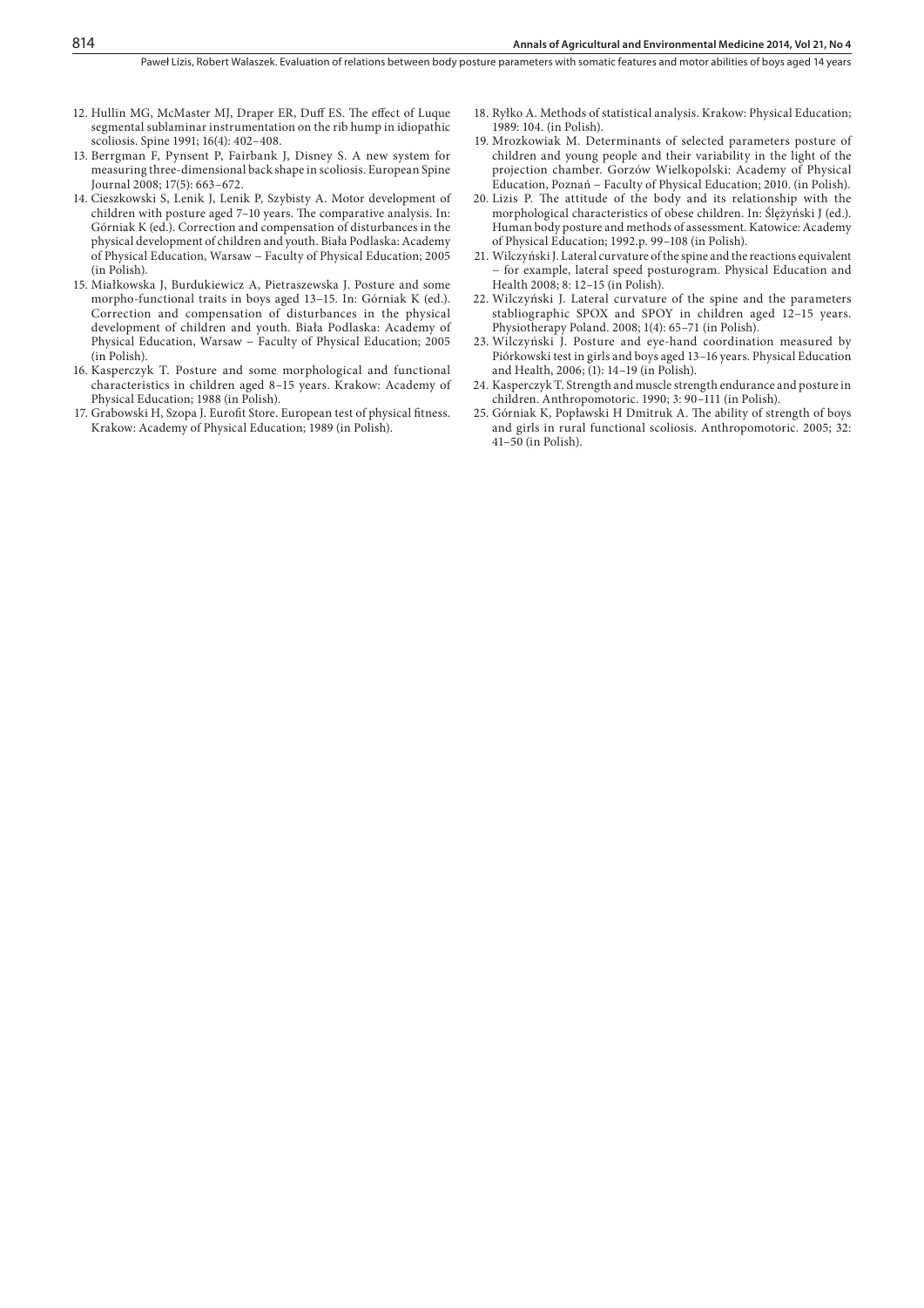12. Hullin MG, McMaster MJ, Draper ER, Duff ES. The effect of Luque segmental sublaminar instrumentation on the rib hump in idiopathic scoliosis. Spine 1991; 16(4): 402–408.
13. Berrgman F, Pynsent P, Fairbank J, Disney S. A new system for measuring three-dimensional back shape in scoliosis. European Spine Journal 2008; 17(5): 663–672.
14. Cieszkowski S, Lenik J, Lenik P, Szybisty A. Motor development of children with posture aged 7–10 years. The comparative analysis. In: Górniak K (ed.). Correction and compensation of disturbances in the physical development of children and youth. Biała Podlaska: Academy of Physical Education, Warsaw – Faculty of Physical Education; 2005 (in Polish).
15. Miałkowska J, Burdukiewicz A, Pietraszewska J. Posture and some morpho-functional traits in boys aged 13–15. In: Górniak K (ed.). Correction and compensation of disturbances in the physical development of children and youth. Biała Podlaska: Academy of Physical Education, Warsaw – Faculty of Physical Education; 2005 (in Polish).
16. Kasperczyk T. Posture and some morphological and functional characteristics in children aged 8–15 years. Krakow: Academy of Physical Education; 1988 (in Polish).
17. Grabowski H, Szopa J. Eurofit Store. European test of physical fitness. Krakow: Academy of Physical Education; 1989 (in Polish).
18. Ryłko A. Methods of statistical analysis. Krakow: Physical Education; 1989: 104. (in Polish).
19. Mrozkowiak M. Determinants of selected parameters posture of children and young people and their variability in the light of the projection chamber. Gorzów Wielkopolski: Academy of Physical Education, Poznań – Faculty of Physical Education; 2010. (in Polish).
20. Lizis P. The attitude of the body and its relationship with the morphological characteristics of obese children. In: Ślężyński J (ed.). Human body posture and methods of assessment. Katowice: Academy of Physical Education; 1992.p. 99–108 (in Polish).
21. Wilczyński J. Lateral curvature of the spine and the reactions equivalent – for example, lateral speed posturogram. Physical Education and Health 2008; 8: 12–15 (in Polish).
22. Wilczyński J. Lateral curvature of the spine and the parameters stabliographic SPOX and SPOY in children aged 12–15 years. Physiotherapy Poland. 2008; 1(4): 65–71 (in Polish).
23. Wilczyński J. Posture and eye-hand coordination measured by Piórkowski test in girls and boys aged 13–16 years. Physical Education and Health, 2006; (1): 14–19 (in Polish).
24. Kasperczyk T. Strength and muscle strength endurance and posture in children. Anthropomotoric. 1990; 3: 90–111 (in Polish).
25. Górniak K, Popławski H Dmitruk A. The ability of strength of boys and girls in rural functional scoliosis. Anthropomotoric. 2005; 32: 41–50 (in Polish).